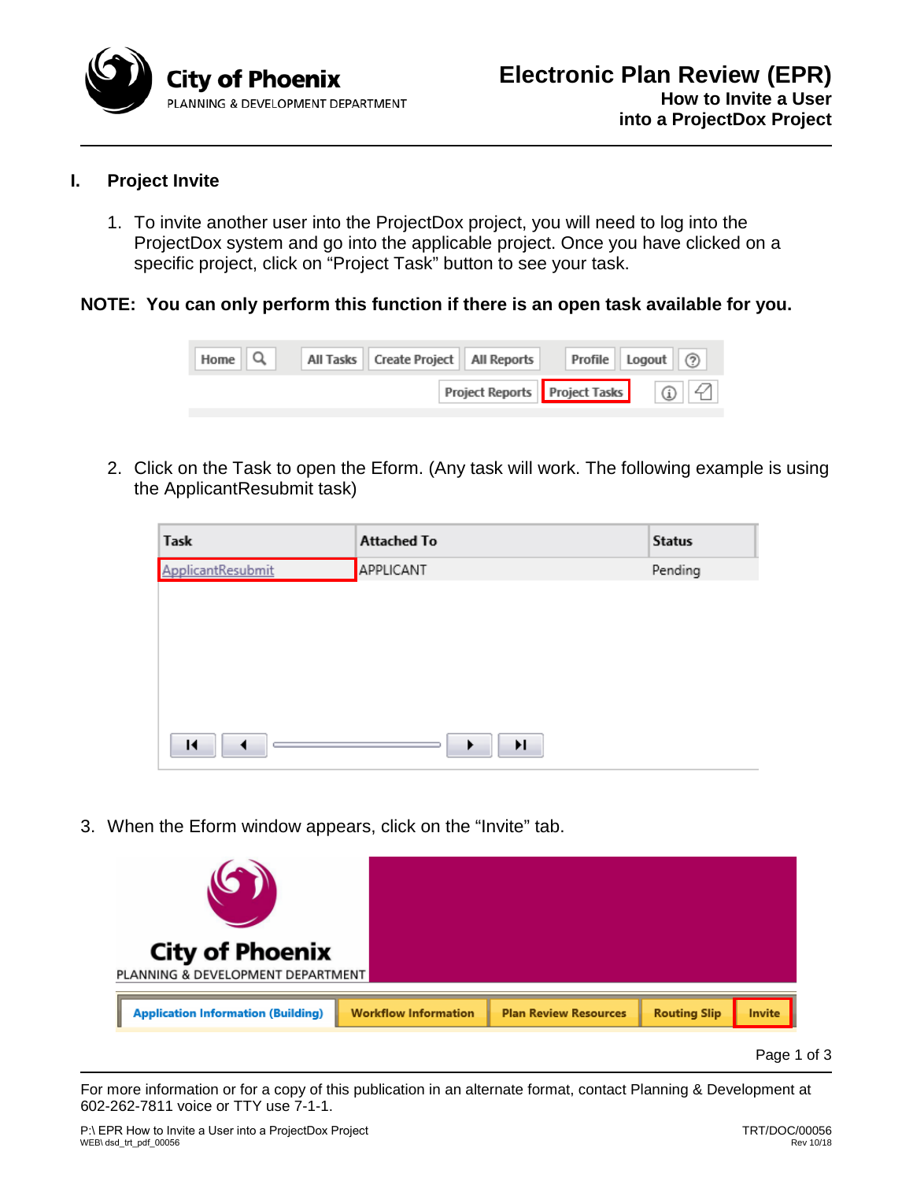City of Phoenix
PLANNING & DEVELOPMENT DEPARTMENT

# Electronic Plan Review (EPR)

**How to Invite a User into a ProjectDox Project**

## I. Project Invite

1. To invite another user into the ProjectDox project, you will need to log into the ProjectDox system and go into the applicable project. Once you have clicked on a specific project, click on “Project Task” button to see your task.

**NOTE: You can only perform this function if there is an open task available for you.**

2. Click on the Task to open the Eform. (Any task will work. The following example is using the ApplicantResubmit task)

3. When the Eform window appears, click on the “Invite” tab.

For more information or for a copy of this publication in an alternate format, contact Planning & Development at 602-262-7811 voice or TTY use 7-1-1.

P:\ EPR How to Invite a User into a ProjectDox Project
WEB\ dsd_trt_pdf_00056

TRT/DOC/00056
Rev 10/18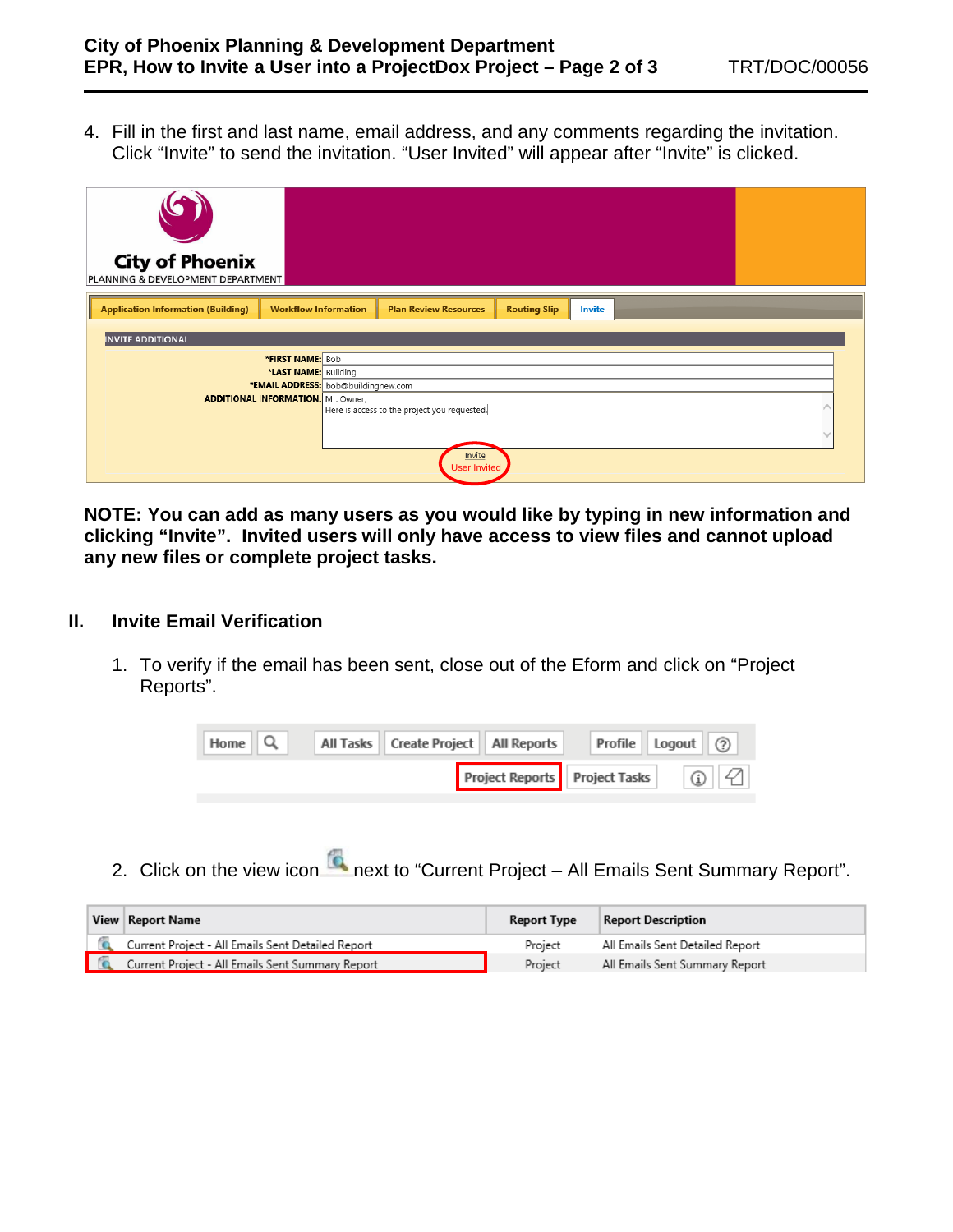4. Fill in the first and last name, email address, and any comments regarding the invitation. Click "Invite" to send the invitation. "User Invited" will appear after "Invite" is clicked.

**NOTE: You can add as many users as you would like by typing in new information and clicking "Invite". Invited users will only have access to view files and cannot upload any new files or complete project tasks.**

## II. Invite Email Verification

1. To verify if the email has been sent, close out of the Eform and click on "Project Reports".

2. Click on the view icon next to "Current Project – All Emails Sent Summary Report".

| View | Report Name | Report Type | Report Description |
|---|---|---|---|
| | Current Project - All Emails Sent Detailed Report | Project | All Emails Sent Detailed Report |
| | Current Project - All Emails Sent Summary Report | Project | All Emails Sent Summary Report |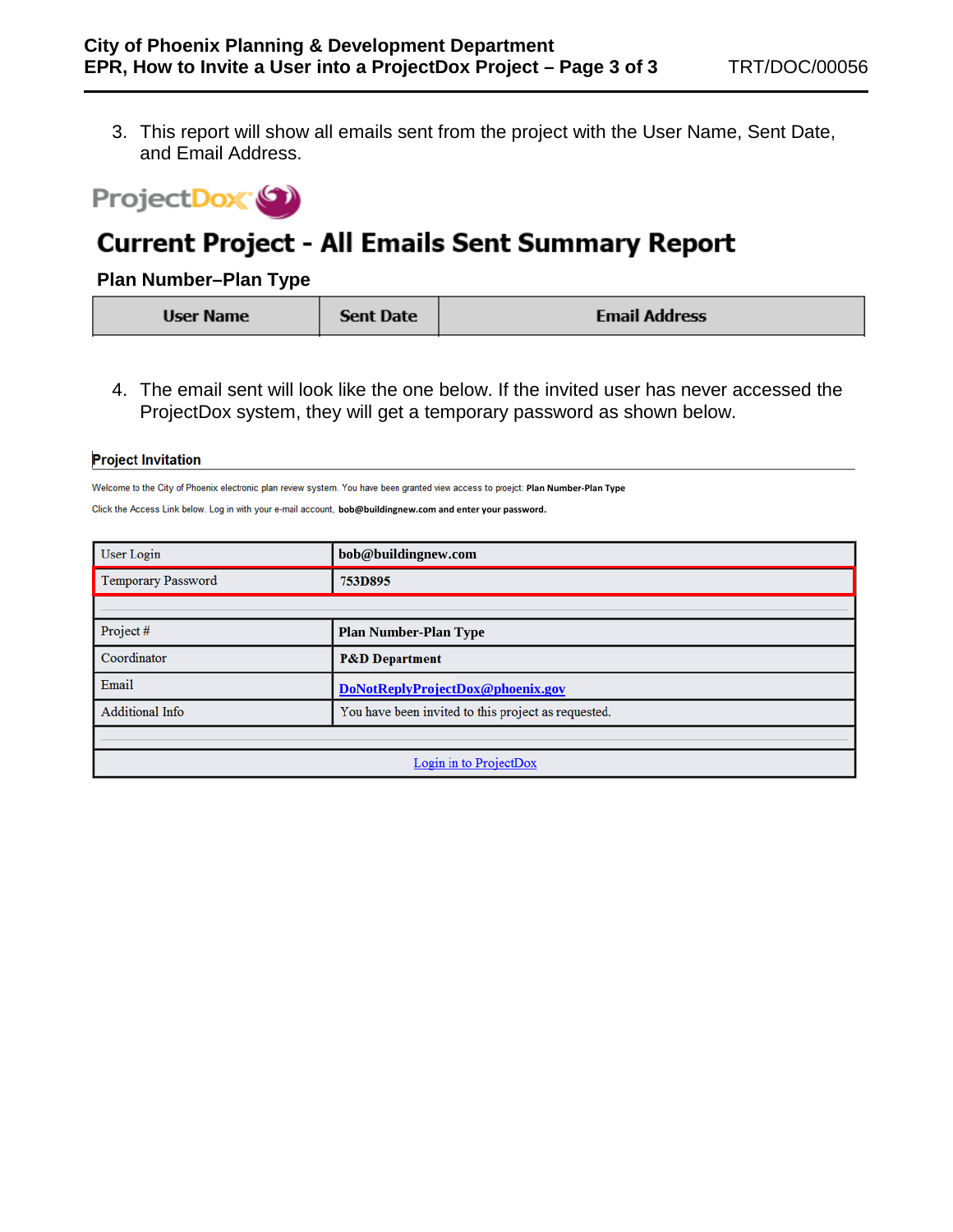3. This report will show all emails sent from the project with the User Name, Sent Date, and Email Address.

ProjectDox

# Current Project - All Emails Sent Summary Report

**Plan Number–Plan Type**

| User Name | Sent Date | Email Address |
|---|---|---|

4. The email sent will look like the one below. If the invited user has never accessed the ProjectDox system, they will get a temporary password as shown below.

**Project Invitation**

Welcome to the City of Phoenix electronic plan review system. You have been granted view access to proejct: **Plan Number-Plan Type**

Click the Access Link below. Log in with your e-mail account, **bob@buildingnew.com and enter your password.**

| | |
|---|---|
| User Login | **bob@buildingnew.com** |
| Temporary Password | **753D895** |
| | |
| Project # | **Plan Number-Plan Type** |
| Coordinator | **P&D Department** |
| Email | **DoNotReplyProjectDox@phoenix.gov** |
| Additional Info | You have been invited to this project as requested. |
| | |
| Login in to ProjectDox | |